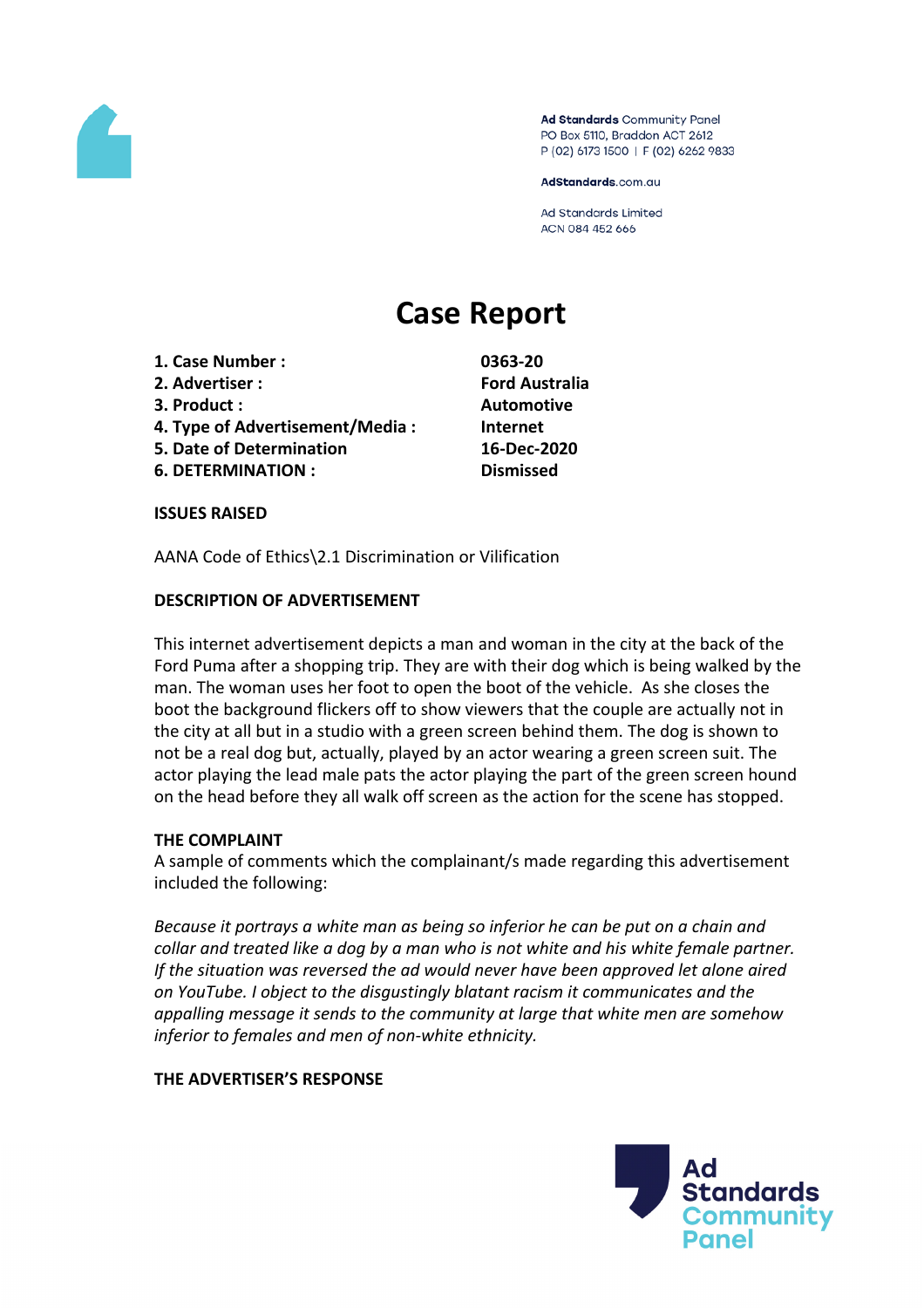Ad Standards Community Panel
PO Box 5110, Braddon ACT 2612
P (02) 6173 1500 | F (02) 6262 9833

AdStandards.com.au

Ad Standards Limited
ACN 084 452 666

# Case Report

| | |
|---|---|
| **1. Case Number :** | **0363-20** |
| **2. Advertiser :** | **Ford Australia** |
| **3. Product :** | **Automotive** |
| **4. Type of Advertisement/Media :** | **Internet** |
| **5. Date of Determination** | **16-Dec-2020** |
| **6. DETERMINATION :** | **Dismissed** |

**ISSUES RAISED**

AANA Code of Ethics\2.1 Discrimination or Vilification

**DESCRIPTION OF ADVERTISEMENT**

This internet advertisement depicts a man and woman in the city at the back of the Ford Puma after a shopping trip. They are with their dog which is being walked by the man. The woman uses her foot to open the boot of the vehicle. As she closes the boot the background flickers off to show viewers that the couple are actually not in the city at all but in a studio with a green screen behind them. The dog is shown to not be a real dog but, actually, played by an actor wearing a green screen suit. The actor playing the lead male pats the actor playing the part of the green screen hound on the head before they all walk off screen as the action for the scene has stopped.

**THE COMPLAINT**

A sample of comments which the complainant/s made regarding this advertisement included the following:

*Because it portrays a white man as being so inferior he can be put on a chain and collar and treated like a dog by a man who is not white and his white female partner. If the situation was reversed the ad would never have been approved let alone aired on YouTube. I object to the disgustingly blatant racism it communicates and the appalling message it sends to the community at large that white men are somehow inferior to females and men of non-white ethnicity.*

**THE ADVERTISER'S RESPONSE**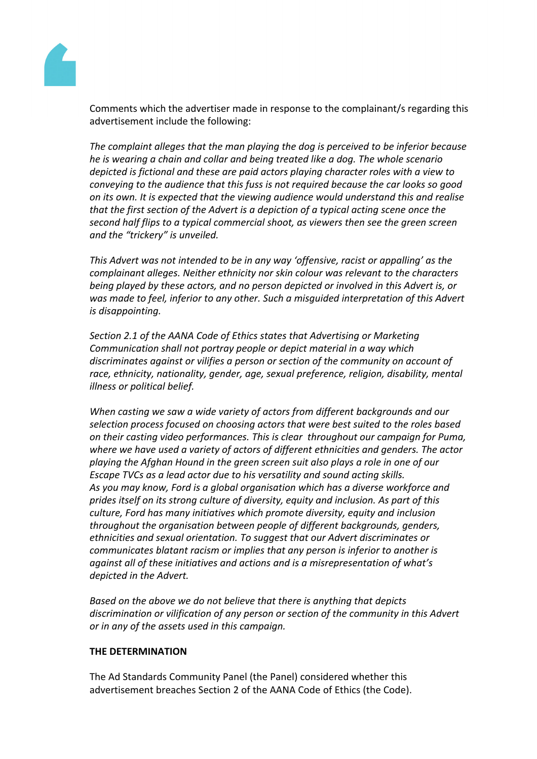Comments which the advertiser made in response to the complainant/s regarding this advertisement include the following:

*The complaint alleges that the man playing the dog is perceived to be inferior because he is wearing a chain and collar and being treated like a dog. The whole scenario depicted is fictional and these are paid actors playing character roles with a view to conveying to the audience that this fuss is not required because the car looks so good on its own. It is expected that the viewing audience would understand this and realise that the first section of the Advert is a depiction of a typical acting scene once the second half flips to a typical commercial shoot, as viewers then see the green screen and the "trickery" is unveiled.*

*This Advert was not intended to be in any way 'offensive, racist or appalling' as the complainant alleges. Neither ethnicity nor skin colour was relevant to the characters being played by these actors, and no person depicted or involved in this Advert is, or was made to feel, inferior to any other. Such a misguided interpretation of this Advert is disappointing.*

*Section 2.1 of the AANA Code of Ethics states that Advertising or Marketing Communication shall not portray people or depict material in a way which discriminates against or vilifies a person or section of the community on account of race, ethnicity, nationality, gender, age, sexual preference, religion, disability, mental illness or political belief.*

*When casting we saw a wide variety of actors from different backgrounds and our selection process focused on choosing actors that were best suited to the roles based on their casting video performances. This is clear throughout our campaign for Puma, where we have used a variety of actors of different ethnicities and genders. The actor playing the Afghan Hound in the green screen suit also plays a role in one of our Escape TVCs as a lead actor due to his versatility and sound acting skills.*
*As you may know, Ford is a global organisation which has a diverse workforce and prides itself on its strong culture of diversity, equity and inclusion. As part of this culture, Ford has many initiatives which promote diversity, equity and inclusion throughout the organisation between people of different backgrounds, genders, ethnicities and sexual orientation. To suggest that our Advert discriminates or communicates blatant racism or implies that any person is inferior to another is against all of these initiatives and actions and is a misrepresentation of what's depicted in the Advert.*

*Based on the above we do not believe that there is anything that depicts discrimination or vilification of any person or section of the community in this Advert or in any of the assets used in this campaign.*

**THE DETERMINATION**

The Ad Standards Community Panel (the Panel) considered whether this advertisement breaches Section 2 of the AANA Code of Ethics (the Code).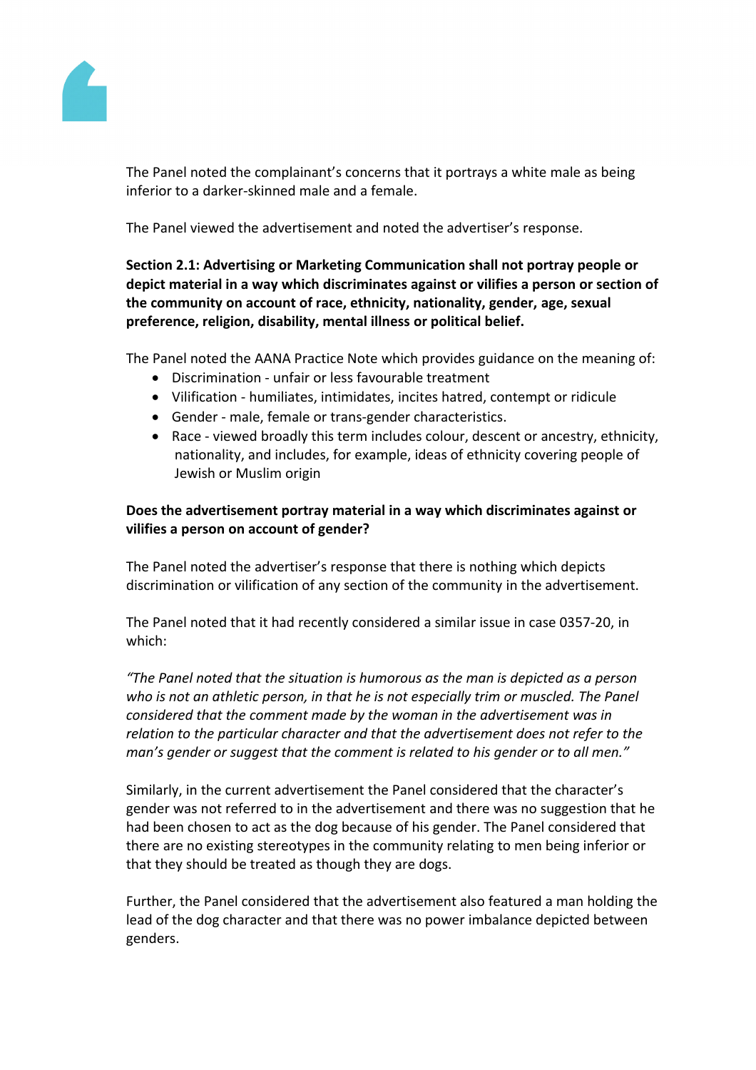The Panel noted the complainant's concerns that it portrays a white male as being inferior to a darker-skinned male and a female.

The Panel viewed the advertisement and noted the advertiser's response.

**Section 2.1: Advertising or Marketing Communication shall not portray people or depict material in a way which discriminates against or vilifies a person or section of the community on account of race, ethnicity, nationality, gender, age, sexual preference, religion, disability, mental illness or political belief.**

The Panel noted the AANA Practice Note which provides guidance on the meaning of:

- Discrimination - unfair or less favourable treatment
- Vilification - humiliates, intimidates, incites hatred, contempt or ridicule
- Gender - male, female or trans-gender characteristics.
- Race - viewed broadly this term includes colour, descent or ancestry, ethnicity, nationality, and includes, for example, ideas of ethnicity covering people of Jewish or Muslim origin

**Does the advertisement portray material in a way which discriminates against or vilifies a person on account of gender?**

The Panel noted the advertiser's response that there is nothing which depicts discrimination or vilification of any section of the community in the advertisement.

The Panel noted that it had recently considered a similar issue in case 0357-20, in which:

*"The Panel noted that the situation is humorous as the man is depicted as a person who is not an athletic person, in that he is not especially trim or muscled. The Panel considered that the comment made by the woman in the advertisement was in relation to the particular character and that the advertisement does not refer to the man's gender or suggest that the comment is related to his gender or to all men."*

Similarly, in the current advertisement the Panel considered that the character's gender was not referred to in the advertisement and there was no suggestion that he had been chosen to act as the dog because of his gender. The Panel considered that there are no existing stereotypes in the community relating to men being inferior or that they should be treated as though they are dogs.

Further, the Panel considered that the advertisement also featured a man holding the lead of the dog character and that there was no power imbalance depicted between genders.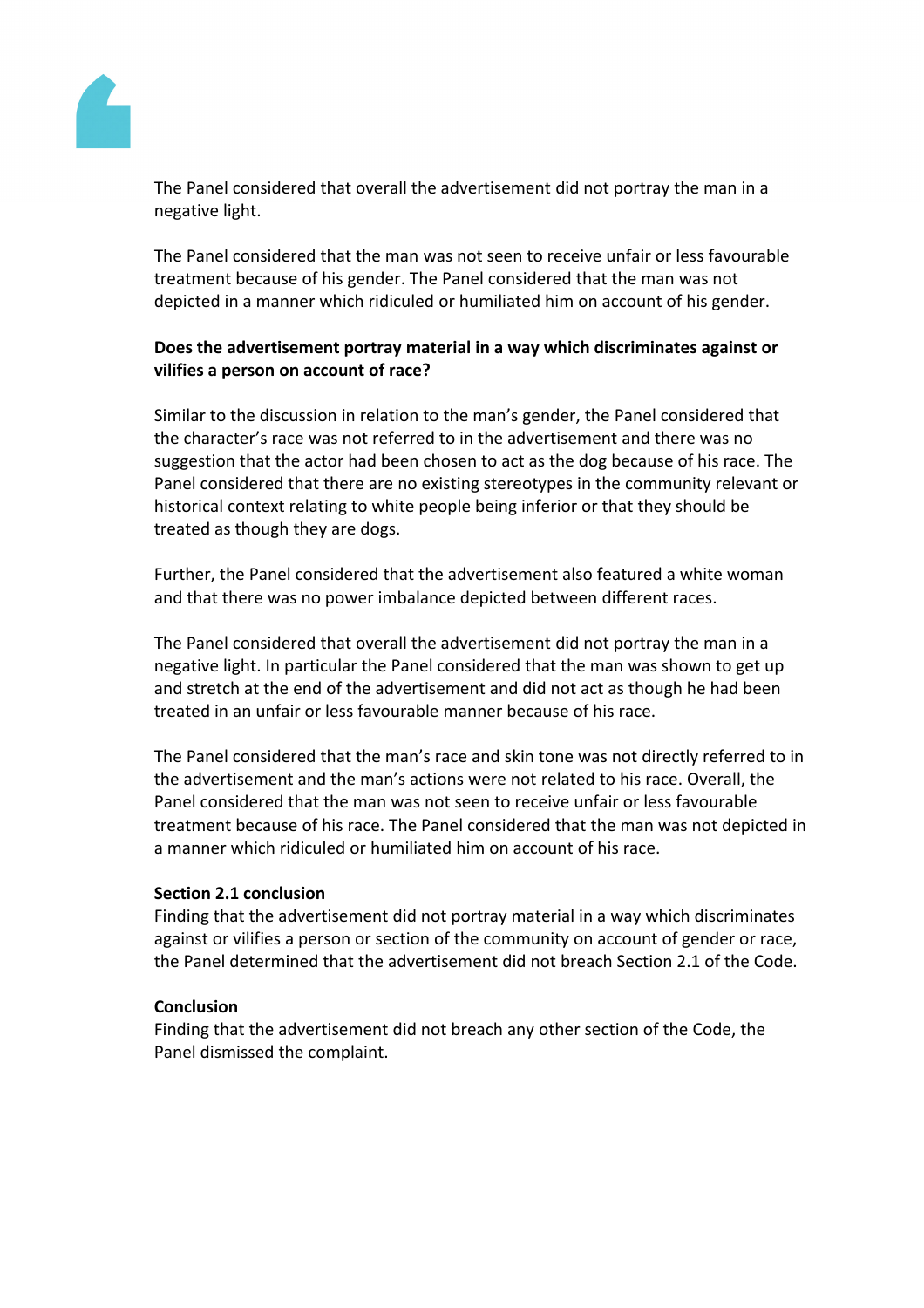The Panel considered that overall the advertisement did not portray the man in a negative light.

The Panel considered that the man was not seen to receive unfair or less favourable treatment because of his gender. The Panel considered that the man was not depicted in a manner which ridiculed or humiliated him on account of his gender.

**Does the advertisement portray material in a way which discriminates against or vilifies a person on account of race?**

Similar to the discussion in relation to the man's gender, the Panel considered that the character's race was not referred to in the advertisement and there was no suggestion that the actor had been chosen to act as the dog because of his race. The Panel considered that there are no existing stereotypes in the community relevant or historical context relating to white people being inferior or that they should be treated as though they are dogs.

Further, the Panel considered that the advertisement also featured a white woman and that there was no power imbalance depicted between different races.

The Panel considered that overall the advertisement did not portray the man in a negative light. In particular the Panel considered that the man was shown to get up and stretch at the end of the advertisement and did not act as though he had been treated in an unfair or less favourable manner because of his race.

The Panel considered that the man's race and skin tone was not directly referred to in the advertisement and the man's actions were not related to his race. Overall, the Panel considered that the man was not seen to receive unfair or less favourable treatment because of his race. The Panel considered that the man was not depicted in a manner which ridiculed or humiliated him on account of his race.

**Section 2.1 conclusion**

Finding that the advertisement did not portray material in a way which discriminates against or vilifies a person or section of the community on account of gender or race, the Panel determined that the advertisement did not breach Section 2.1 of the Code.

**Conclusion**

Finding that the advertisement did not breach any other section of the Code, the Panel dismissed the complaint.